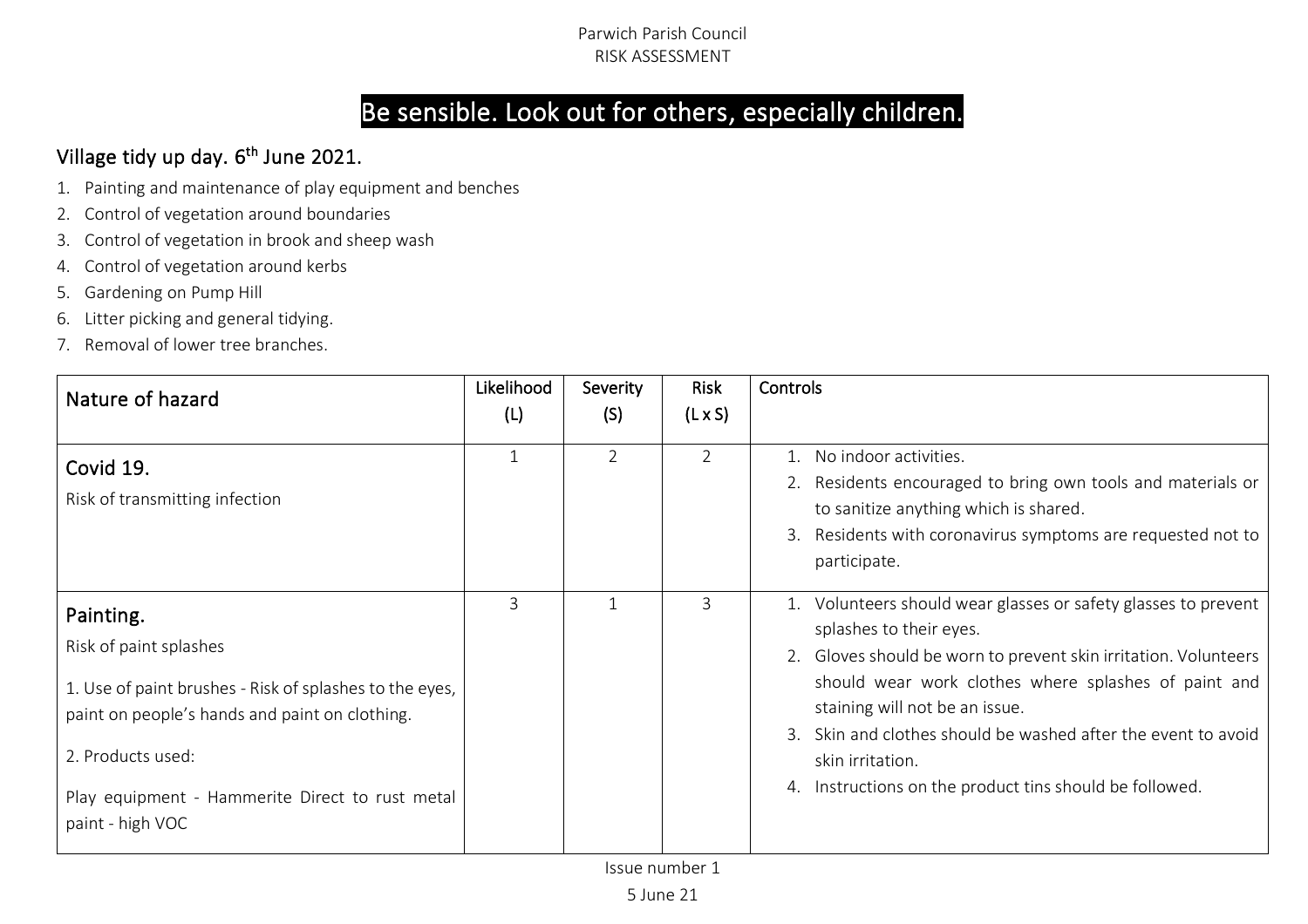Parwich Parish Council
RISK ASSESSMENT

# Be sensible. Look out for others, especially children.

## Village tidy up day. 6th June 2021.

1. Painting and maintenance of play equipment and benches
2. Control of vegetation around boundaries
3. Control of vegetation in brook and sheep wash
4. Control of vegetation around kerbs
5. Gardening on Pump Hill
6. Litter picking and general tidying.
7. Removal of lower tree branches.

| Nature of hazard | Likelihood (L) | Severity (S) | Risk (L x S) | Controls |
|---|---|---|---|---|
| **Covid 19.**<br>Risk of transmitting infection | 1 | 2 | 2 | 1. No indoor activities.<br>2. Residents encouraged to bring own tools and materials or to sanitize anything which is shared.<br>3. Residents with coronavirus symptoms are requested not to participate. |
| **Painting.**<br>Risk of paint splashes<br>1. Use of paint brushes - Risk of splashes to the eyes, paint on people's hands and paint on clothing.<br>2. Products used:<br>Play equipment - Hammerite Direct to rust metal paint - high VOC | 3 | 1 | 3 | 1. Volunteers should wear glasses or safety glasses to prevent splashes to their eyes.<br>2. Gloves should be worn to prevent skin irritation. Volunteers should wear work clothes where splashes of paint and staining will not be an issue.<br>3. Skin and clothes should be washed after the event to avoid skin irritation.<br>4. Instructions on the product tins should be followed. |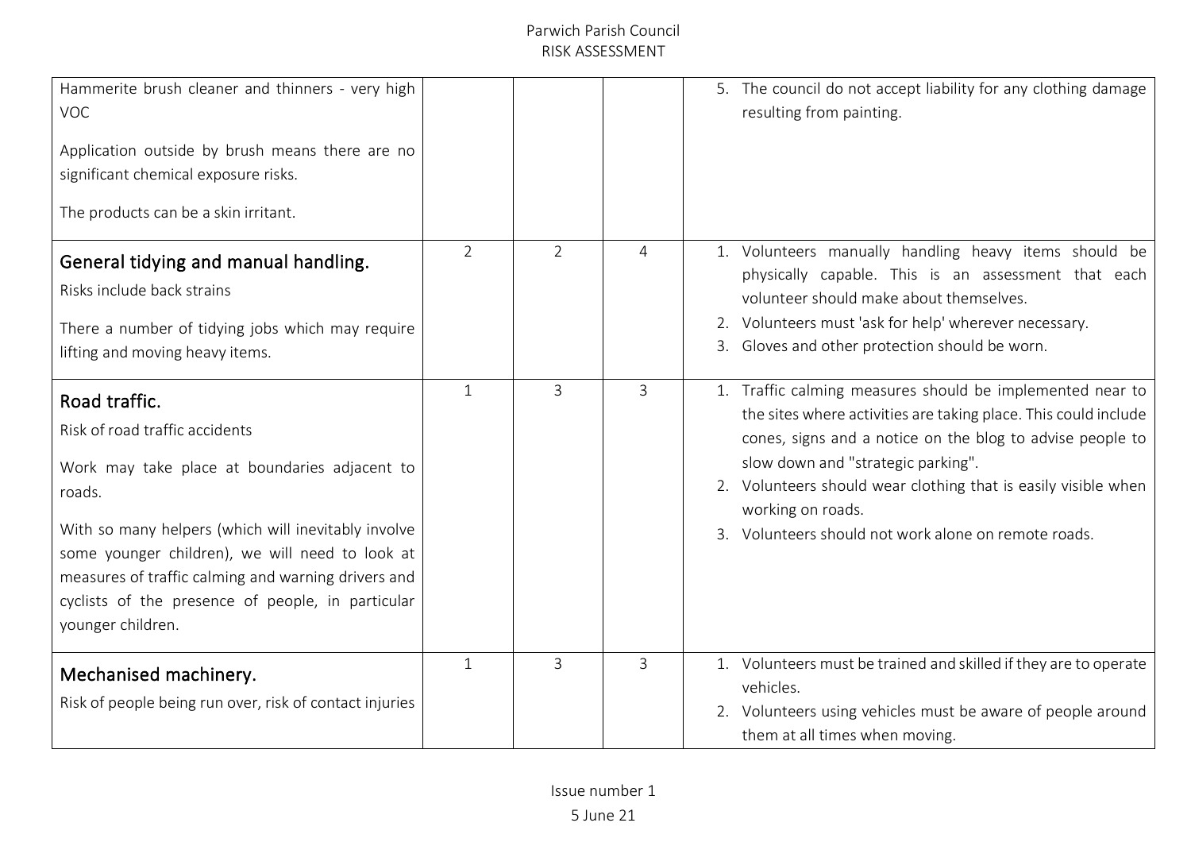| | | | | |
|---|---|---|---|---|
| Hammerite brush cleaner and thinners - very high VOC<br><br>Application outside by brush means there are no significant chemical exposure risks.<br><br>The products can be a skin irritant. | | | | 5. The council do not accept liability for any clothing damage resulting from painting. |
| **General tidying and manual handling.**<br>Risks include back strains<br><br>There a number of tidying jobs which may require lifting and moving heavy items. | 2 | 2 | 4 | 1. Volunteers manually handling heavy items should be physically capable. This is an assessment that each volunteer should make about themselves.<br>2. Volunteers must 'ask for help' wherever necessary.<br>3. Gloves and other protection should be worn. |
| **Road traffic.**<br>Risk of road traffic accidents<br><br>Work may take place at boundaries adjacent to roads.<br><br>With so many helpers (which will inevitably involve some younger children), we will need to look at measures of traffic calming and warning drivers and cyclists of the presence of people, in particular younger children. | 1 | 3 | 3 | 1. Traffic calming measures should be implemented near to the sites where activities are taking place. This could include cones, signs and a notice on the blog to advise people to slow down and "strategic parking".<br>2. Volunteers should wear clothing that is easily visible when working on roads.<br>3. Volunteers should not work alone on remote roads. |
| **Mechanised machinery.**<br>Risk of people being run over, risk of contact injuries | 1 | 3 | 3 | 1. Volunteers must be trained and skilled if they are to operate vehicles.<br>2. Volunteers using vehicles must be aware of people around them at all times when moving. |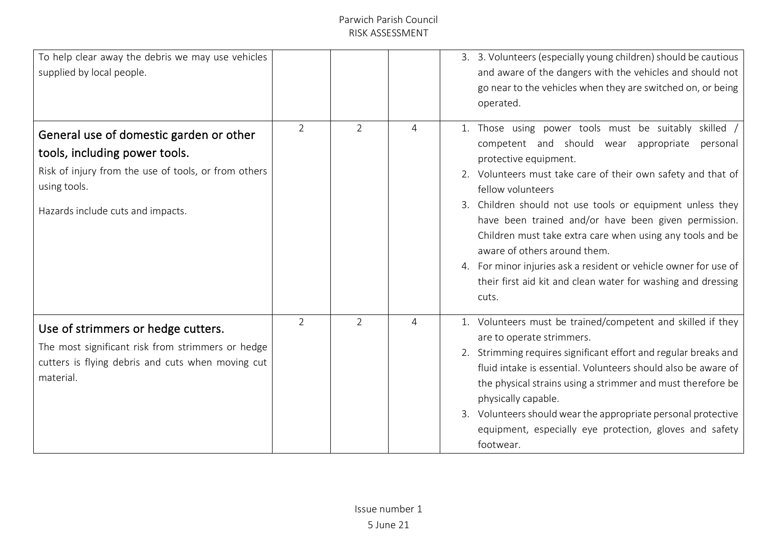| | | | | |
|---|---|---|---|---|
| To help clear away the debris we may use vehicles supplied by local people. | | | | 3. 3. Volunteers (especially young children) should be cautious and aware of the dangers with the vehicles and should not go near to the vehicles when they are switched on, or being operated. |
| **General use of domestic garden or other tools, including power tools.**<br>Risk of injury from the use of tools, or from others using tools.<br>Hazards include cuts and impacts. | 2 | 2 | 4 | 1. Those using power tools must be suitably skilled / competent and should wear appropriate personal protective equipment.<br>2. Volunteers must take care of their own safety and that of fellow volunteers<br>3. Children should not use tools or equipment unless they have been trained and/or have been given permission. Children must take extra care when using any tools and be aware of others around them.<br>4. For minor injuries ask a resident or vehicle owner for use of their first aid kit and clean water for washing and dressing cuts. |
| **Use of strimmers or hedge cutters.**<br>The most significant risk from strimmers or hedge cutters is flying debris and cuts when moving cut material. | 2 | 2 | 4 | 1. Volunteers must be trained/competent and skilled if they are to operate strimmers.<br>2. Strimming requires significant effort and regular breaks and fluid intake is essential. Volunteers should also be aware of the physical strains using a strimmer and must therefore be physically capable.<br>3. Volunteers should wear the appropriate personal protective equipment, especially eye protection, gloves and safety footwear. |

Issue number 1
5 June 21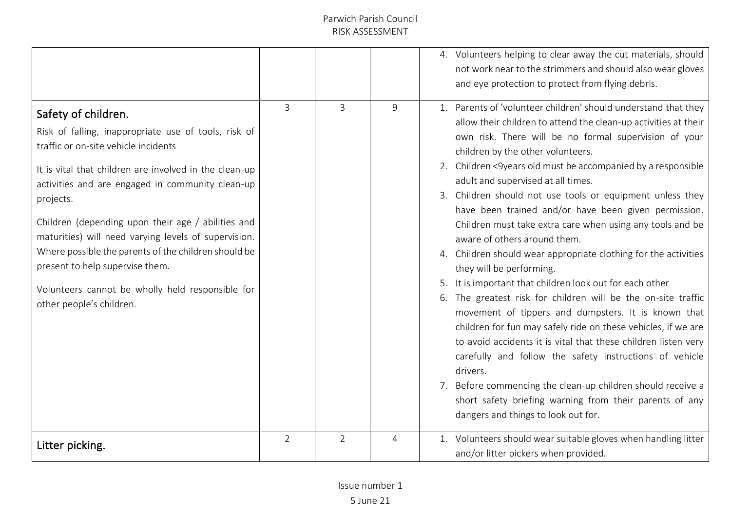| | | | | |
|---|---|---|---|---|
| | | | | 4. Volunteers helping to clear away the cut materials, should not work near to the strimmers and should also wear gloves and eye protection to protect from flying debris. |
| **Safety of children.**<br><br>Risk of falling, inappropriate use of tools, risk of traffic or on-site vehicle incidents<br><br>It is vital that children are involved in the clean-up activities and are engaged in community clean-up projects.<br><br>Children (depending upon their age / abilities and maturities) will need varying levels of supervision. Where possible the parents of the children should be present to help supervise them.<br><br>Volunteers cannot be wholly held responsible for other people's children. | 3 | 3 | 9 | 1. Parents of 'volunteer children' should understand that they allow their children to attend the clean-up activities at their own risk. There will be no formal supervision of your children by the other volunteers.<br>2. Children <9years old must be accompanied by a responsible adult and supervised at all times.<br>3. Children should not use tools or equipment unless they have been trained and/or have been given permission. Children must take extra care when using any tools and be aware of others around them.<br>4. Children should wear appropriate clothing for the activities they will be performing.<br>5. It is important that children look out for each other<br>6. The greatest risk for children will be the on-site traffic movement of tippers and dumpsters. It is known that children for fun may safely ride on these vehicles, if we are to avoid accidents it is vital that these children listen very carefully and follow the safety instructions of vehicle drivers.<br>7. Before commencing the clean-up children should receive a short safety briefing warning from their parents of any dangers and things to look out for. |
| **Litter picking.** | 2 | 2 | 4 | 1. Volunteers should wear suitable gloves when handling litter and/or litter pickers when provided. |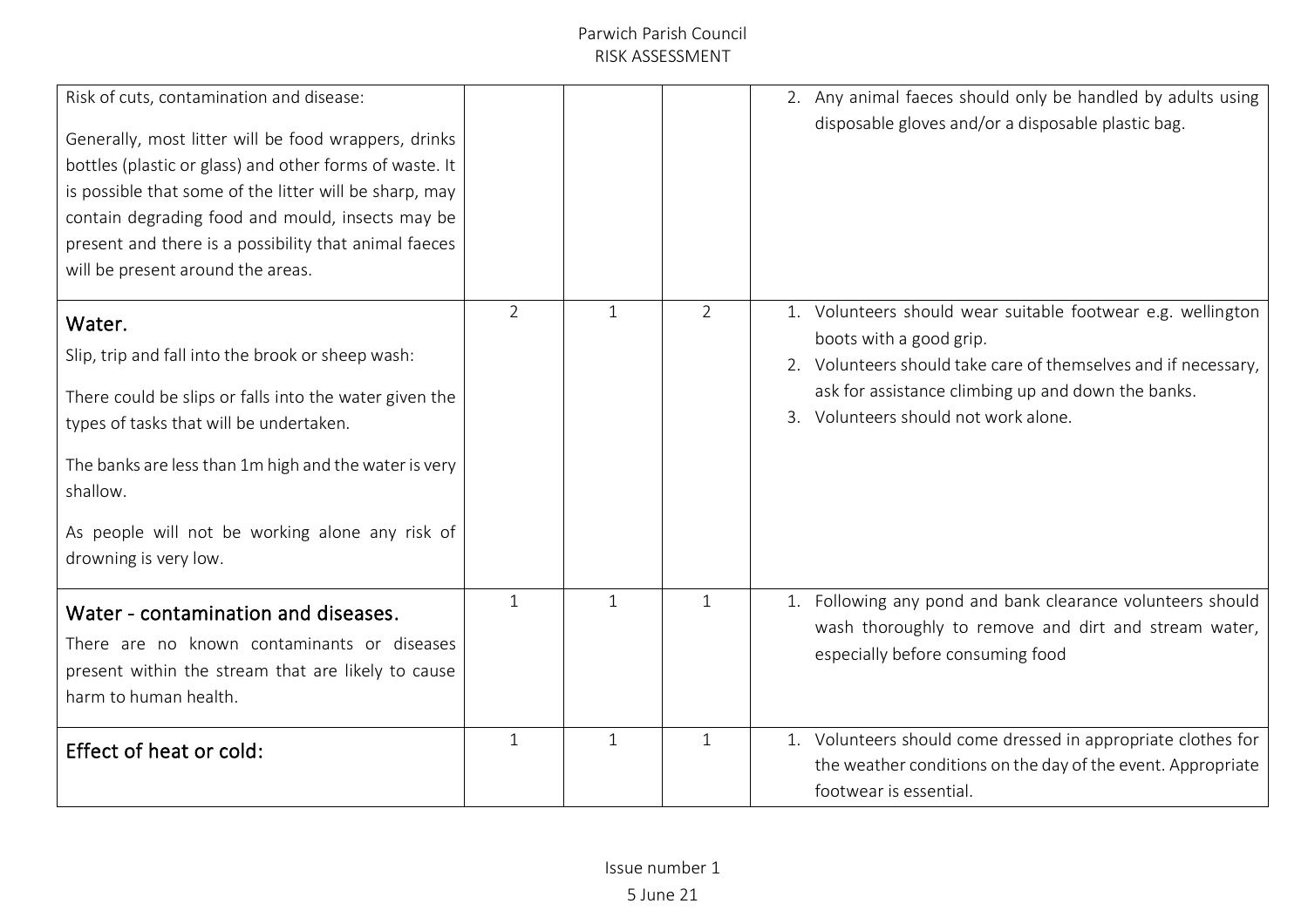| | | | | |
|---|---|---|---|---|
| Risk of cuts, contamination and disease:<br><br>Generally, most litter will be food wrappers, drinks bottles (plastic or glass) and other forms of waste. It is possible that some of the litter will be sharp, may contain degrading food and mould, insects may be present and there is a possibility that animal faeces will be present around the areas. | | | | 2. Any animal faeces should only be handled by adults using disposable gloves and/or a disposable plastic bag. |
| **Water.**<br>Slip, trip and fall into the brook or sheep wash:<br><br>There could be slips or falls into the water given the types of tasks that will be undertaken.<br><br>The banks are less than 1m high and the water is very shallow.<br><br>As people will not be working alone any risk of drowning is very low. | 2 | 1 | 2 | 1. Volunteers should wear suitable footwear e.g. wellington boots with a good grip.<br>2. Volunteers should take care of themselves and if necessary, ask for assistance climbing up and down the banks.<br>3. Volunteers should not work alone. |
| **Water - contamination and diseases.**<br>There are no known contaminants or diseases present within the stream that are likely to cause harm to human health. | 1 | 1 | 1 | 1. Following any pond and bank clearance volunteers should wash thoroughly to remove and dirt and stream water, especially before consuming food |
| **Effect of heat or cold:** | 1 | 1 | 1 | 1. Volunteers should come dressed in appropriate clothes for the weather conditions on the day of the event. Appropriate footwear is essential. |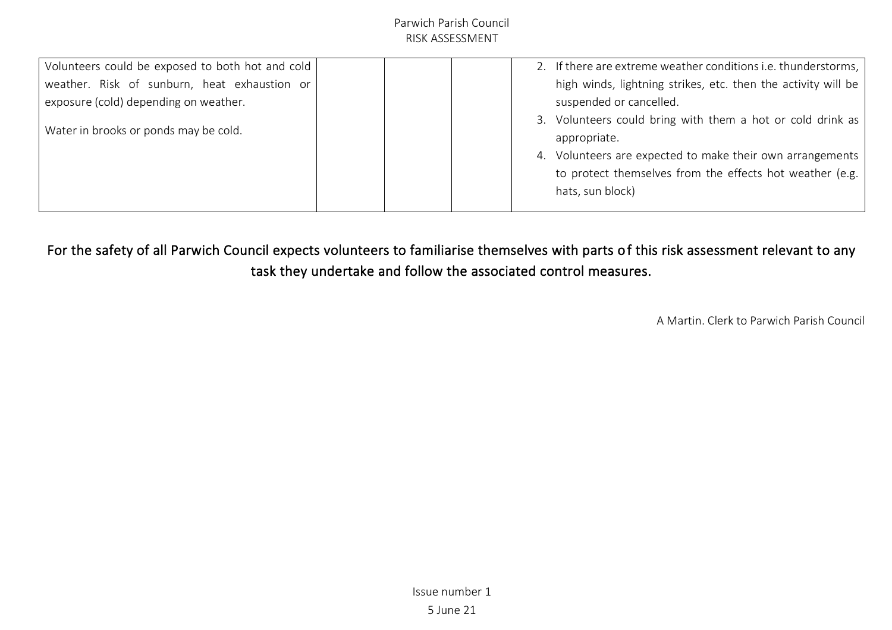| | | | | |
|---|---|---|---|---|
| Volunteers could be exposed to both hot and cold weather. Risk of sunburn, heat exhaustion or exposure (cold) depending on weather.<br><br>Water in brooks or ponds may be cold. | | | | 2. If there are extreme weather conditions i.e. thunderstorms, high winds, lightning strikes, etc. then the activity will be suspended or cancelled.<br>3. Volunteers could bring with them a hot or cold drink as appropriate.<br>4. Volunteers are expected to make their own arrangements to protect themselves from the effects hot weather (e.g. hats, sun block) |

**For the safety of all Parwich Council expects volunteers to familiarise themselves with parts of this risk assessment relevant to any task they undertake and follow the associated control measures.**

A Martin. Clerk to Parwich Parish Council

Issue number 1

5 June 21